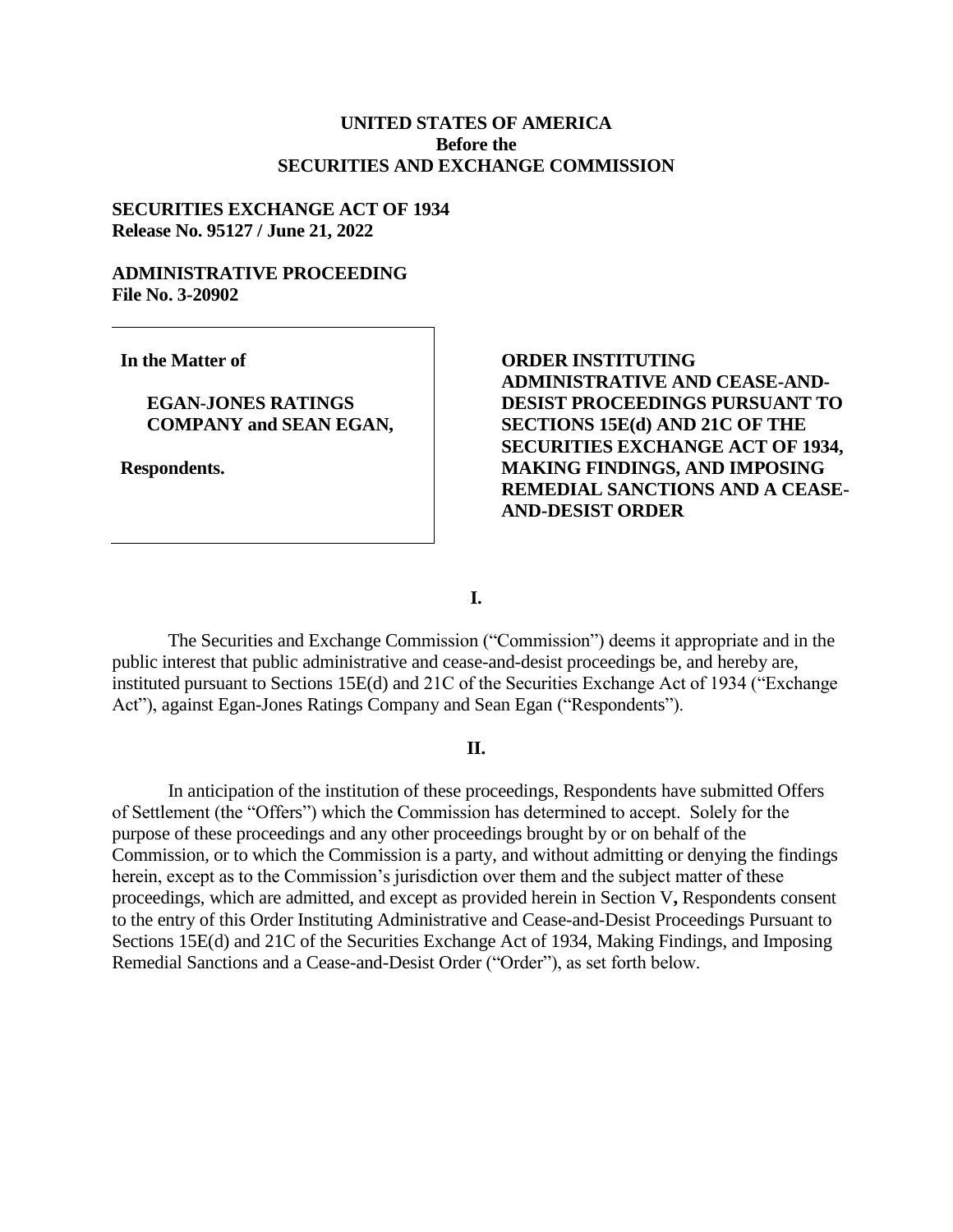**UNITED STATES OF AMERICA**
**Before the**
**SECURITIES AND EXCHANGE COMMISSION**

**SECURITIES EXCHANGE ACT OF 1934**
**Release No. 95127 / June 21, 2022**

**ADMINISTRATIVE PROCEEDING**
**File No. 3-20902**

| | |
|---|---|
| **In the Matter of**<br><br>**EGAN-JONES RATINGS COMPANY and SEAN EGAN,**<br><br>**Respondents.** | **ORDER INSTITUTING ADMINISTRATIVE AND CEASE-AND-DESIST PROCEEDINGS PURSUANT TO SECTIONS 15E(d) AND 21C OF THE SECURITIES EXCHANGE ACT OF 1934, MAKING FINDINGS, AND IMPOSING REMEDIAL SANCTIONS AND A CEASE-AND-DESIST ORDER** |

## I.

The Securities and Exchange Commission ("Commission") deems it appropriate and in the public interest that public administrative and cease-and-desist proceedings be, and hereby are, instituted pursuant to Sections 15E(d) and 21C of the Securities Exchange Act of 1934 ("Exchange Act"), against Egan-Jones Ratings Company and Sean Egan ("Respondents").

## II.

In anticipation of the institution of these proceedings, Respondents have submitted Offers of Settlement (the "Offers") which the Commission has determined to accept. Solely for the purpose of these proceedings and any other proceedings brought by or on behalf of the Commission, or to which the Commission is a party, and without admitting or denying the findings herein, except as to the Commission's jurisdiction over them and the subject matter of these proceedings, which are admitted, and except as provided herein in Section V**,** Respondents consent to the entry of this Order Instituting Administrative and Cease-and-Desist Proceedings Pursuant to Sections 15E(d) and 21C of the Securities Exchange Act of 1934, Making Findings, and Imposing Remedial Sanctions and a Cease-and-Desist Order ("Order"), as set forth below.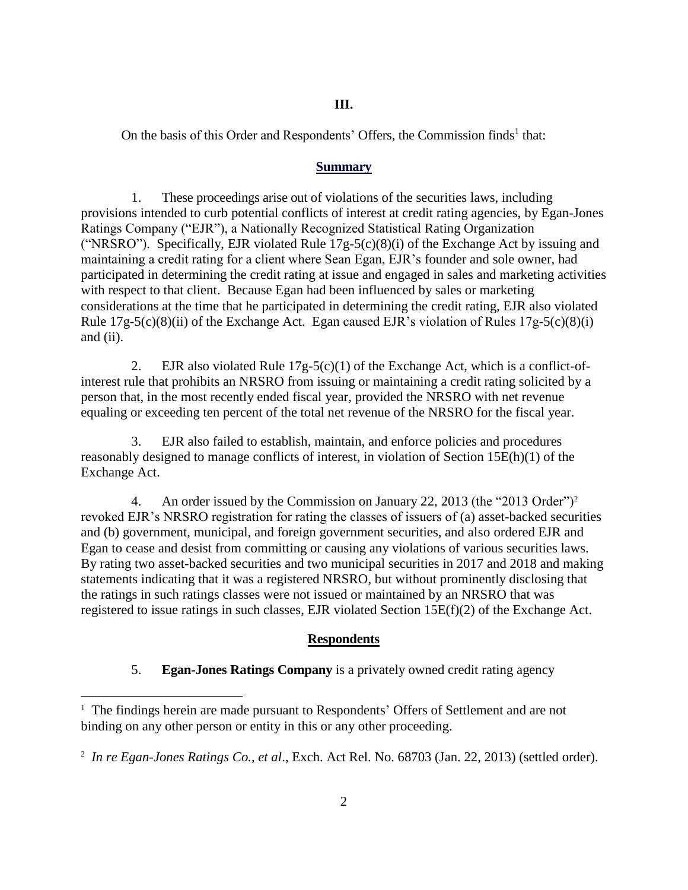## III.

On the basis of this Order and Respondents' Offers, the Commission finds[1] that:

### Summary

1. These proceedings arise out of violations of the securities laws, including provisions intended to curb potential conflicts of interest at credit rating agencies, by Egan-Jones Ratings Company ("EJR"), a Nationally Recognized Statistical Rating Organization ("NRSRO"). Specifically, EJR violated Rule 17g-5(c)(8)(i) of the Exchange Act by issuing and maintaining a credit rating for a client where Sean Egan, EJR's founder and sole owner, had participated in determining the credit rating at issue and engaged in sales and marketing activities with respect to that client. Because Egan had been influenced by sales or marketing considerations at the time that he participated in determining the credit rating, EJR also violated Rule 17g-5(c)(8)(ii) of the Exchange Act. Egan caused EJR's violation of Rules 17g-5(c)(8)(i) and (ii).

2. EJR also violated Rule 17g-5(c)(1) of the Exchange Act, which is a conflict-of-interest rule that prohibits an NRSRO from issuing or maintaining a credit rating solicited by a person that, in the most recently ended fiscal year, provided the NRSRO with net revenue equaling or exceeding ten percent of the total net revenue of the NRSRO for the fiscal year.

3. EJR also failed to establish, maintain, and enforce policies and procedures reasonably designed to manage conflicts of interest, in violation of Section 15E(h)(1) of the Exchange Act.

4. An order issued by the Commission on January 22, 2013 (the "2013 Order")[2] revoked EJR's NRSRO registration for rating the classes of issuers of (a) asset-backed securities and (b) government, municipal, and foreign government securities, and also ordered EJR and Egan to cease and desist from committing or causing any violations of various securities laws. By rating two asset-backed securities and two municipal securities in 2017 and 2018 and making statements indicating that it was a registered NRSRO, but without prominently disclosing that the ratings in such ratings classes were not issued or maintained by an NRSRO that was registered to issue ratings in such classes, EJR violated Section 15E(f)(2) of the Exchange Act.

### Respondents

5. **Egan-Jones Ratings Company** is a privately owned credit rating agency

---

[1] The findings herein are made pursuant to Respondents' Offers of Settlement and are not binding on any other person or entity in this or any other proceeding.

[2] *In re Egan-Jones Ratings Co., et al*., Exch. Act Rel. No. 68703 (Jan. 22, 2013) (settled order).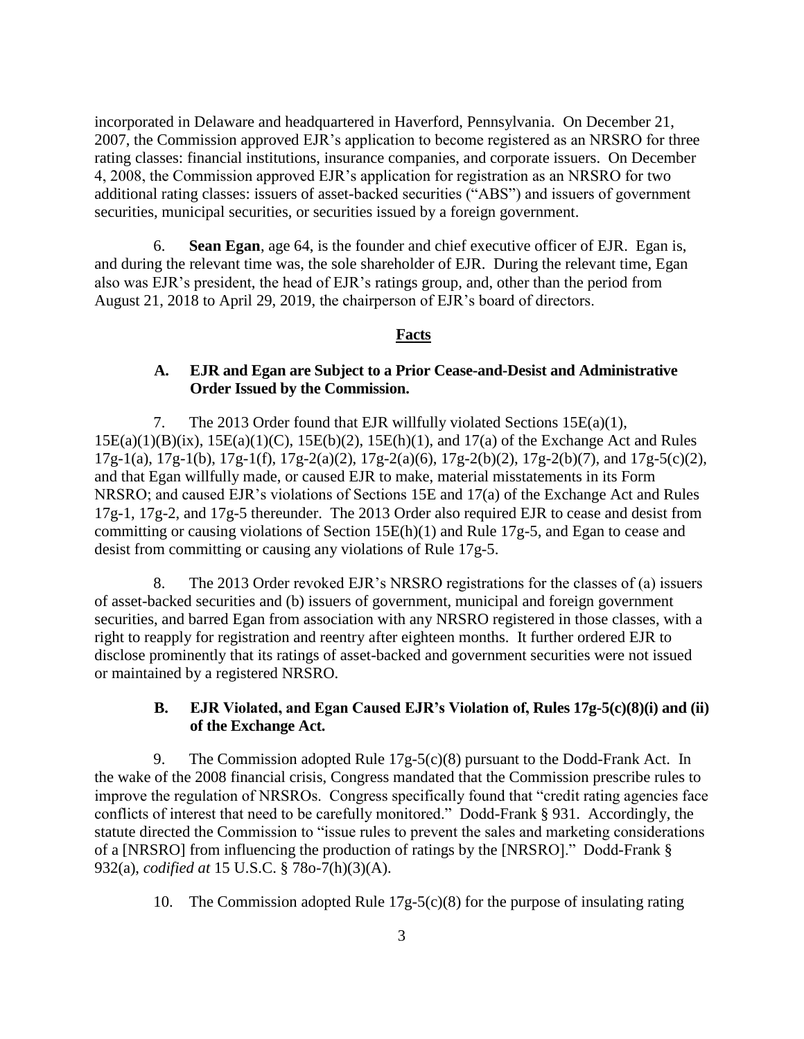incorporated in Delaware and headquartered in Haverford, Pennsylvania. On December 21, 2007, the Commission approved EJR's application to become registered as an NRSRO for three rating classes: financial institutions, insurance companies, and corporate issuers. On December 4, 2008, the Commission approved EJR's application for registration as an NRSRO for two additional rating classes: issuers of asset-backed securities ("ABS") and issuers of government securities, municipal securities, or securities issued by a foreign government.

6. **Sean Egan**, age 64, is the founder and chief executive officer of EJR. Egan is, and during the relevant time was, the sole shareholder of EJR. During the relevant time, Egan also was EJR's president, the head of EJR's ratings group, and, other than the period from August 21, 2018 to April 29, 2019, the chairperson of EJR's board of directors.

## Facts

### A. EJR and Egan are Subject to a Prior Cease-and-Desist and Administrative Order Issued by the Commission.

7. The 2013 Order found that EJR willfully violated Sections 15E(a)(1), 15E(a)(1)(B)(ix), 15E(a)(1)(C), 15E(b)(2), 15E(h)(1), and 17(a) of the Exchange Act and Rules 17g-1(a), 17g-1(b), 17g-1(f), 17g-2(a)(2), 17g-2(a)(6), 17g-2(b)(2), 17g-2(b)(7), and 17g-5(c)(2), and that Egan willfully made, or caused EJR to make, material misstatements in its Form NRSRO; and caused EJR's violations of Sections 15E and 17(a) of the Exchange Act and Rules 17g-1, 17g-2, and 17g-5 thereunder. The 2013 Order also required EJR to cease and desist from committing or causing violations of Section 15E(h)(1) and Rule 17g-5, and Egan to cease and desist from committing or causing any violations of Rule 17g-5.

8. The 2013 Order revoked EJR's NRSRO registrations for the classes of (a) issuers of asset-backed securities and (b) issuers of government, municipal and foreign government securities, and barred Egan from association with any NRSRO registered in those classes, with a right to reapply for registration and reentry after eighteen months. It further ordered EJR to disclose prominently that its ratings of asset-backed and government securities were not issued or maintained by a registered NRSRO.

### B. EJR Violated, and Egan Caused EJR's Violation of, Rules 17g-5(c)(8)(i) and (ii) of the Exchange Act.

9. The Commission adopted Rule 17g-5(c)(8) pursuant to the Dodd-Frank Act. In the wake of the 2008 financial crisis, Congress mandated that the Commission prescribe rules to improve the regulation of NRSROs. Congress specifically found that "credit rating agencies face conflicts of interest that need to be carefully monitored." Dodd-Frank § 931. Accordingly, the statute directed the Commission to "issue rules to prevent the sales and marketing considerations of a [NRSRO] from influencing the production of ratings by the [NRSRO]." Dodd-Frank § 932(a), *codified at* 15 U.S.C. § 78o-7(h)(3)(A).

10. The Commission adopted Rule 17g-5(c)(8) for the purpose of insulating rating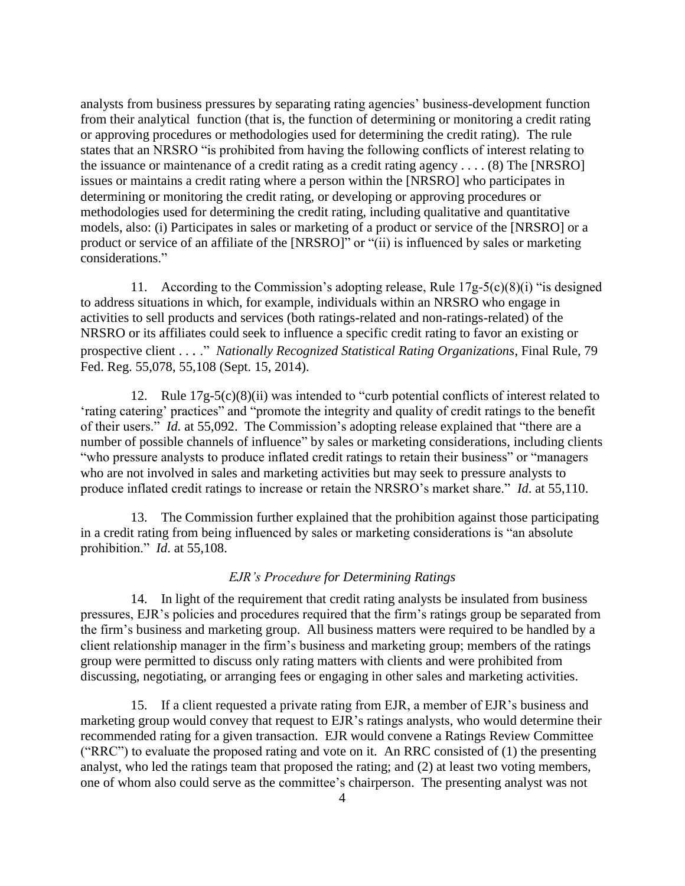analysts from business pressures by separating rating agencies' business-development function from their analytical function (that is, the function of determining or monitoring a credit rating or approving procedures or methodologies used for determining the credit rating). The rule states that an NRSRO "is prohibited from having the following conflicts of interest relating to the issuance or maintenance of a credit rating as a credit rating agency . . . . (8) The [NRSRO] issues or maintains a credit rating where a person within the [NRSRO] who participates in determining or monitoring the credit rating, or developing or approving procedures or methodologies used for determining the credit rating, including qualitative and quantitative models, also: (i) Participates in sales or marketing of a product or service of the [NRSRO] or a product or service of an affiliate of the [NRSRO]" or "(ii) is influenced by sales or marketing considerations."

11. According to the Commission's adopting release, Rule 17g-5(c)(8)(i) "is designed to address situations in which, for example, individuals within an NRSRO who engage in activities to sell products and services (both ratings-related and non-ratings-related) of the NRSRO or its affiliates could seek to influence a specific credit rating to favor an existing or prospective client . . . ." *Nationally Recognized Statistical Rating Organizations*, Final Rule, 79 Fed. Reg. 55,078, 55,108 (Sept. 15, 2014).

12. Rule 17g-5(c)(8)(ii) was intended to "curb potential conflicts of interest related to 'rating catering' practices" and "promote the integrity and quality of credit ratings to the benefit of their users." *Id.* at 55,092. The Commission's adopting release explained that "there are a number of possible channels of influence" by sales or marketing considerations, including clients "who pressure analysts to produce inflated credit ratings to retain their business" or "managers who are not involved in sales and marketing activities but may seek to pressure analysts to produce inflated credit ratings to increase or retain the NRSRO's market share." *Id.* at 55,110.

13. The Commission further explained that the prohibition against those participating in a credit rating from being influenced by sales or marketing considerations is "an absolute prohibition." *Id.* at 55,108.

### *EJR's Procedure for Determining Ratings*

14. In light of the requirement that credit rating analysts be insulated from business pressures, EJR's policies and procedures required that the firm's ratings group be separated from the firm's business and marketing group. All business matters were required to be handled by a client relationship manager in the firm's business and marketing group; members of the ratings group were permitted to discuss only rating matters with clients and were prohibited from discussing, negotiating, or arranging fees or engaging in other sales and marketing activities.

15. If a client requested a private rating from EJR, a member of EJR's business and marketing group would convey that request to EJR's ratings analysts, who would determine their recommended rating for a given transaction. EJR would convene a Ratings Review Committee ("RRC") to evaluate the proposed rating and vote on it. An RRC consisted of (1) the presenting analyst, who led the ratings team that proposed the rating; and (2) at least two voting members, one of whom also could serve as the committee's chairperson. The presenting analyst was not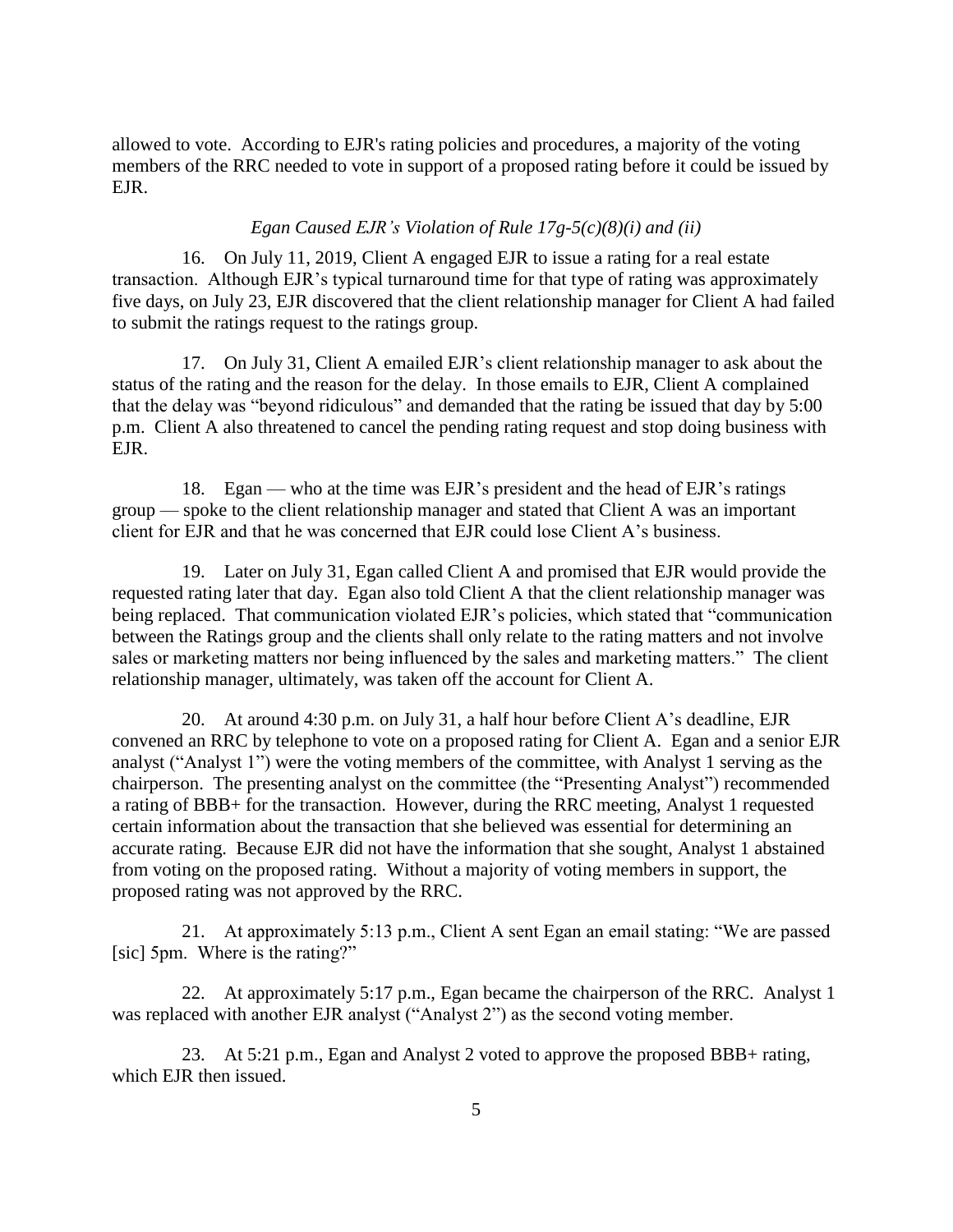allowed to vote. According to EJR's rating policies and procedures, a majority of the voting members of the RRC needed to vote in support of a proposed rating before it could be issued by EJR.

*Egan Caused EJR's Violation of Rule 17g-5(c)(8)(i) and (ii)*

16. On July 11, 2019, Client A engaged EJR to issue a rating for a real estate transaction. Although EJR's typical turnaround time for that type of rating was approximately five days, on July 23, EJR discovered that the client relationship manager for Client A had failed to submit the ratings request to the ratings group.

17. On July 31, Client A emailed EJR's client relationship manager to ask about the status of the rating and the reason for the delay. In those emails to EJR, Client A complained that the delay was "beyond ridiculous" and demanded that the rating be issued that day by 5:00 p.m. Client A also threatened to cancel the pending rating request and stop doing business with EJR.

18. Egan — who at the time was EJR's president and the head of EJR's ratings group — spoke to the client relationship manager and stated that Client A was an important client for EJR and that he was concerned that EJR could lose Client A's business.

19. Later on July 31, Egan called Client A and promised that EJR would provide the requested rating later that day. Egan also told Client A that the client relationship manager was being replaced. That communication violated EJR's policies, which stated that "communication between the Ratings group and the clients shall only relate to the rating matters and not involve sales or marketing matters nor being influenced by the sales and marketing matters." The client relationship manager, ultimately, was taken off the account for Client A.

20. At around 4:30 p.m. on July 31, a half hour before Client A's deadline, EJR convened an RRC by telephone to vote on a proposed rating for Client A. Egan and a senior EJR analyst ("Analyst 1") were the voting members of the committee, with Analyst 1 serving as the chairperson. The presenting analyst on the committee (the "Presenting Analyst") recommended a rating of BBB+ for the transaction. However, during the RRC meeting, Analyst 1 requested certain information about the transaction that she believed was essential for determining an accurate rating. Because EJR did not have the information that she sought, Analyst 1 abstained from voting on the proposed rating. Without a majority of voting members in support, the proposed rating was not approved by the RRC.

21. At approximately 5:13 p.m., Client A sent Egan an email stating: "We are passed [sic] 5pm. Where is the rating?"

22. At approximately 5:17 p.m., Egan became the chairperson of the RRC. Analyst 1 was replaced with another EJR analyst ("Analyst 2") as the second voting member.

23. At 5:21 p.m., Egan and Analyst 2 voted to approve the proposed BBB+ rating, which EJR then issued.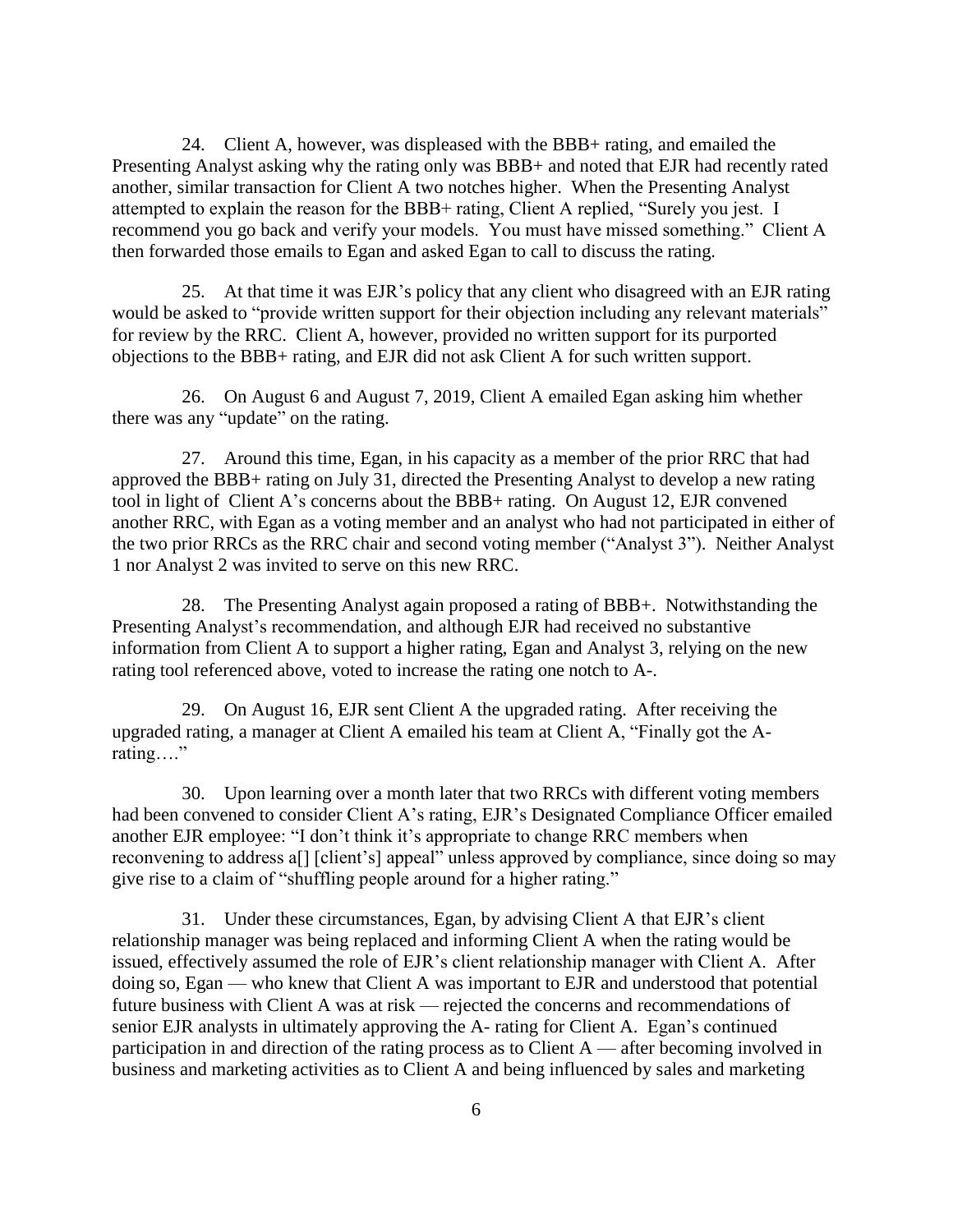24. Client A, however, was displeased with the BBB+ rating, and emailed the Presenting Analyst asking why the rating only was BBB+ and noted that EJR had recently rated another, similar transaction for Client A two notches higher. When the Presenting Analyst attempted to explain the reason for the BBB+ rating, Client A replied, "Surely you jest. I recommend you go back and verify your models. You must have missed something." Client A then forwarded those emails to Egan and asked Egan to call to discuss the rating.

25. At that time it was EJR's policy that any client who disagreed with an EJR rating would be asked to "provide written support for their objection including any relevant materials" for review by the RRC. Client A, however, provided no written support for its purported objections to the BBB+ rating, and EJR did not ask Client A for such written support.

26. On August 6 and August 7, 2019, Client A emailed Egan asking him whether there was any "update" on the rating.

27. Around this time, Egan, in his capacity as a member of the prior RRC that had approved the BBB+ rating on July 31, directed the Presenting Analyst to develop a new rating tool in light of Client A's concerns about the BBB+ rating. On August 12, EJR convened another RRC, with Egan as a voting member and an analyst who had not participated in either of the two prior RRCs as the RRC chair and second voting member ("Analyst 3"). Neither Analyst 1 nor Analyst 2 was invited to serve on this new RRC.

28. The Presenting Analyst again proposed a rating of BBB+. Notwithstanding the Presenting Analyst's recommendation, and although EJR had received no substantive information from Client A to support a higher rating, Egan and Analyst 3, relying on the new rating tool referenced above, voted to increase the rating one notch to A-.

29. On August 16, EJR sent Client A the upgraded rating. After receiving the upgraded rating, a manager at Client A emailed his team at Client A, "Finally got the A- rating…."

30. Upon learning over a month later that two RRCs with different voting members had been convened to consider Client A's rating, EJR's Designated Compliance Officer emailed another EJR employee: "I don't think it's appropriate to change RRC members when reconvening to address a[] [client's] appeal" unless approved by compliance, since doing so may give rise to a claim of "shuffling people around for a higher rating."

31. Under these circumstances, Egan, by advising Client A that EJR's client relationship manager was being replaced and informing Client A when the rating would be issued, effectively assumed the role of EJR's client relationship manager with Client A. After doing so, Egan — who knew that Client A was important to EJR and understood that potential future business with Client A was at risk — rejected the concerns and recommendations of senior EJR analysts in ultimately approving the A- rating for Client A. Egan's continued participation in and direction of the rating process as to Client A — after becoming involved in business and marketing activities as to Client A and being influenced by sales and marketing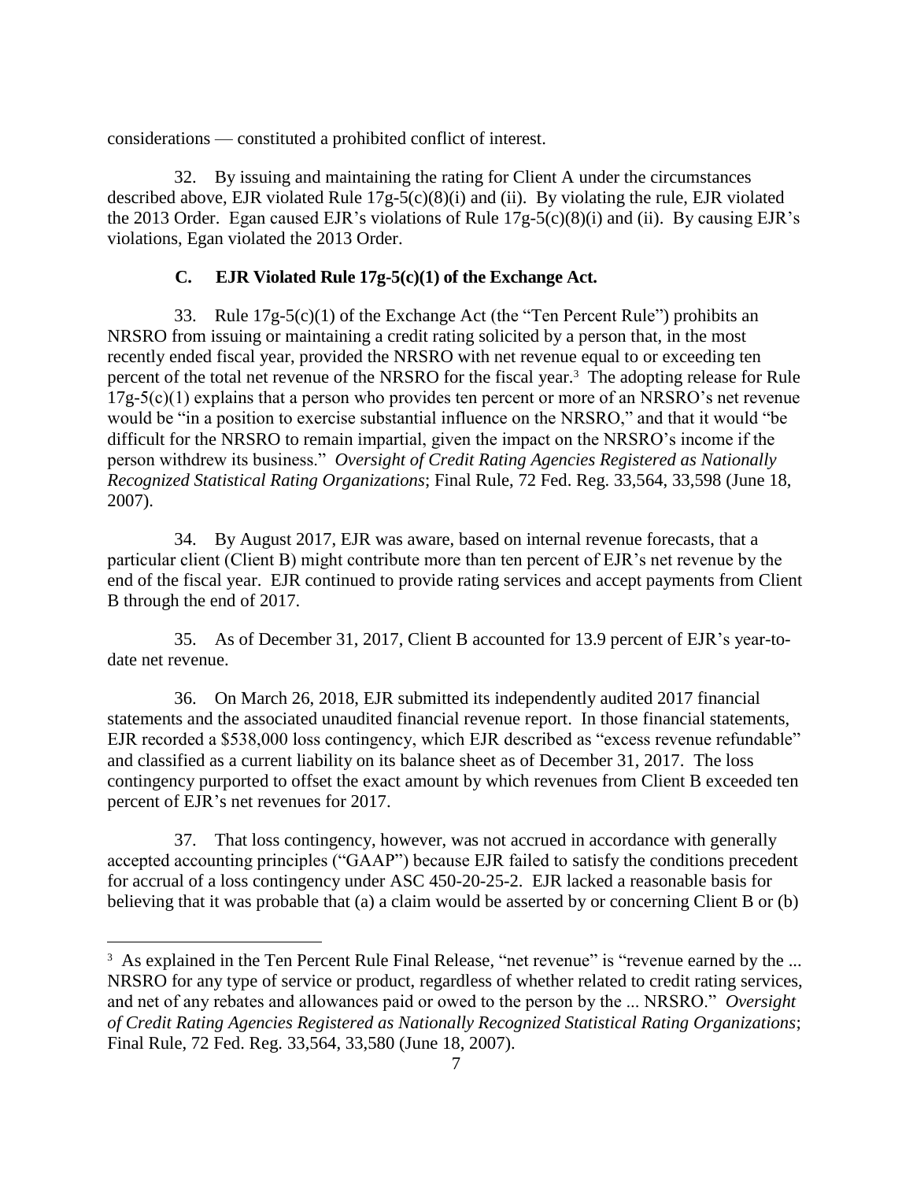considerations — constituted a prohibited conflict of interest.

32. By issuing and maintaining the rating for Client A under the circumstances described above, EJR violated Rule 17g-5(c)(8)(i) and (ii). By violating the rule, EJR violated the 2013 Order. Egan caused EJR's violations of Rule 17g-5(c)(8)(i) and (ii). By causing EJR's violations, Egan violated the 2013 Order.

### C. EJR Violated Rule 17g-5(c)(1) of the Exchange Act.

33. Rule 17g-5(c)(1) of the Exchange Act (the "Ten Percent Rule") prohibits an NRSRO from issuing or maintaining a credit rating solicited by a person that, in the most recently ended fiscal year, provided the NRSRO with net revenue equal to or exceeding ten percent of the total net revenue of the NRSRO for the fiscal year.[3] The adopting release for Rule 17g-5(c)(1) explains that a person who provides ten percent or more of an NRSRO's net revenue would be "in a position to exercise substantial influence on the NRSRO," and that it would "be difficult for the NRSRO to remain impartial, given the impact on the NRSRO's income if the person withdrew its business." *Oversight of Credit Rating Agencies Registered as Nationally Recognized Statistical Rating Organizations*; Final Rule, 72 Fed. Reg. 33,564, 33,598 (June 18, 2007).

34. By August 2017, EJR was aware, based on internal revenue forecasts, that a particular client (Client B) might contribute more than ten percent of EJR's net revenue by the end of the fiscal year. EJR continued to provide rating services and accept payments from Client B through the end of 2017.

35. As of December 31, 2017, Client B accounted for 13.9 percent of EJR's year-to-date net revenue.

36. On March 26, 2018, EJR submitted its independently audited 2017 financial statements and the associated unaudited financial revenue report. In those financial statements, EJR recorded a $538,000 loss contingency, which EJR described as "excess revenue refundable" and classified as a current liability on its balance sheet as of December 31, 2017. The loss contingency purported to offset the exact amount by which revenues from Client B exceeded ten percent of EJR's net revenues for 2017.

37. That loss contingency, however, was not accrued in accordance with generally accepted accounting principles ("GAAP") because EJR failed to satisfy the conditions precedent for accrual of a loss contingency under ASC 450-20-25-2. EJR lacked a reasonable basis for believing that it was probable that (a) a claim would be asserted by or concerning Client B or (b)

---

[3] As explained in the Ten Percent Rule Final Release, "net revenue" is "revenue earned by the ... NRSRO for any type of service or product, regardless of whether related to credit rating services, and net of any rebates and allowances paid or owed to the person by the ... NRSRO." *Oversight of Credit Rating Agencies Registered as Nationally Recognized Statistical Rating Organizations*; Final Rule, 72 Fed. Reg. 33,564, 33,580 (June 18, 2007).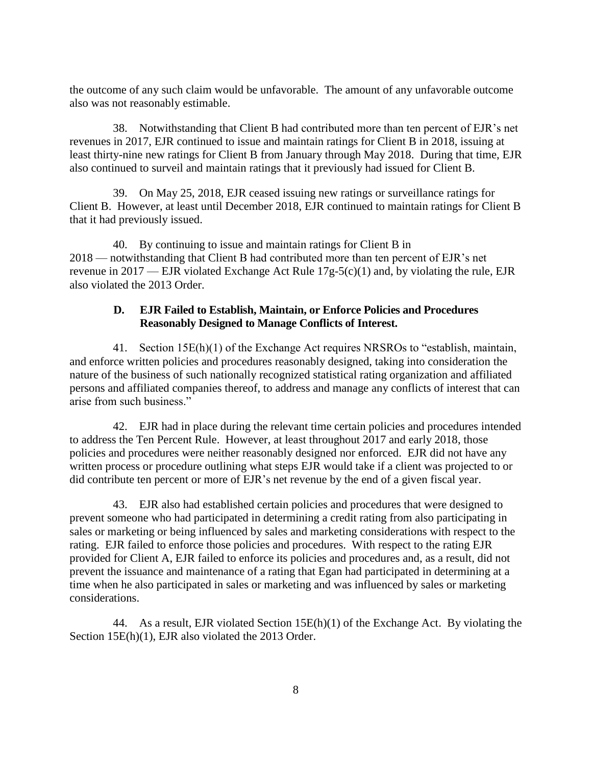the outcome of any such claim would be unfavorable. The amount of any unfavorable outcome also was not reasonably estimable.

38. Notwithstanding that Client B had contributed more than ten percent of EJR's net revenues in 2017, EJR continued to issue and maintain ratings for Client B in 2018, issuing at least thirty-nine new ratings for Client B from January through May 2018. During that time, EJR also continued to surveil and maintain ratings that it previously had issued for Client B.

39. On May 25, 2018, EJR ceased issuing new ratings or surveillance ratings for Client B. However, at least until December 2018, EJR continued to maintain ratings for Client B that it had previously issued.

40. By continuing to issue and maintain ratings for Client B in 2018 — notwithstanding that Client B had contributed more than ten percent of EJR's net revenue in 2017 — EJR violated Exchange Act Rule 17g-5(c)(1) and, by violating the rule, EJR also violated the 2013 Order.

### D. EJR Failed to Establish, Maintain, or Enforce Policies and Procedures Reasonably Designed to Manage Conflicts of Interest.

41. Section 15E(h)(1) of the Exchange Act requires NRSROs to "establish, maintain, and enforce written policies and procedures reasonably designed, taking into consideration the nature of the business of such nationally recognized statistical rating organization and affiliated persons and affiliated companies thereof, to address and manage any conflicts of interest that can arise from such business."

42. EJR had in place during the relevant time certain policies and procedures intended to address the Ten Percent Rule. However, at least throughout 2017 and early 2018, those policies and procedures were neither reasonably designed nor enforced. EJR did not have any written process or procedure outlining what steps EJR would take if a client was projected to or did contribute ten percent or more of EJR's net revenue by the end of a given fiscal year.

43. EJR also had established certain policies and procedures that were designed to prevent someone who had participated in determining a credit rating from also participating in sales or marketing or being influenced by sales and marketing considerations with respect to the rating. EJR failed to enforce those policies and procedures. With respect to the rating EJR provided for Client A, EJR failed to enforce its policies and procedures and, as a result, did not prevent the issuance and maintenance of a rating that Egan had participated in determining at a time when he also participated in sales or marketing and was influenced by sales or marketing considerations.

44. As a result, EJR violated Section 15E(h)(1) of the Exchange Act. By violating the Section 15E(h)(1), EJR also violated the 2013 Order.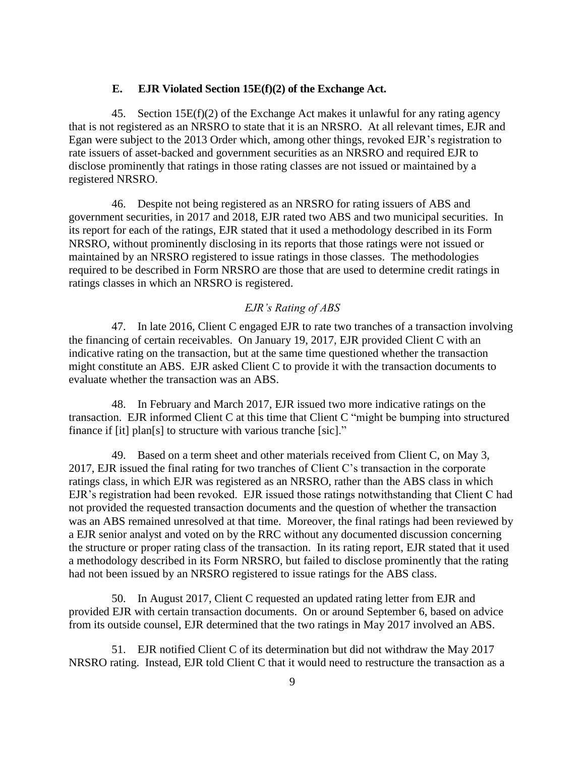### E. EJR Violated Section 15E(f)(2) of the Exchange Act.

45. Section 15E(f)(2) of the Exchange Act makes it unlawful for any rating agency that is not registered as an NRSRO to state that it is an NRSRO. At all relevant times, EJR and Egan were subject to the 2013 Order which, among other things, revoked EJR's registration to rate issuers of asset-backed and government securities as an NRSRO and required EJR to disclose prominently that ratings in those rating classes are not issued or maintained by a registered NRSRO.

46. Despite not being registered as an NRSRO for rating issuers of ABS and government securities, in 2017 and 2018, EJR rated two ABS and two municipal securities. In its report for each of the ratings, EJR stated that it used a methodology described in its Form NRSRO, without prominently disclosing in its reports that those ratings were not issued or maintained by an NRSRO registered to issue ratings in those classes. The methodologies required to be described in Form NRSRO are those that are used to determine credit ratings in ratings classes in which an NRSRO is registered.

*EJR's Rating of ABS*

47. In late 2016, Client C engaged EJR to rate two tranches of a transaction involving the financing of certain receivables. On January 19, 2017, EJR provided Client C with an indicative rating on the transaction, but at the same time questioned whether the transaction might constitute an ABS. EJR asked Client C to provide it with the transaction documents to evaluate whether the transaction was an ABS.

48. In February and March 2017, EJR issued two more indicative ratings on the transaction. EJR informed Client C at this time that Client C "might be bumping into structured finance if [it] plan[s] to structure with various tranche [sic]."

49. Based on a term sheet and other materials received from Client C, on May 3, 2017, EJR issued the final rating for two tranches of Client C's transaction in the corporate ratings class, in which EJR was registered as an NRSRO, rather than the ABS class in which EJR's registration had been revoked. EJR issued those ratings notwithstanding that Client C had not provided the requested transaction documents and the question of whether the transaction was an ABS remained unresolved at that time. Moreover, the final ratings had been reviewed by a EJR senior analyst and voted on by the RRC without any documented discussion concerning the structure or proper rating class of the transaction. In its rating report, EJR stated that it used a methodology described in its Form NRSRO, but failed to disclose prominently that the rating had not been issued by an NRSRO registered to issue ratings for the ABS class.

50. In August 2017, Client C requested an updated rating letter from EJR and provided EJR with certain transaction documents. On or around September 6, based on advice from its outside counsel, EJR determined that the two ratings in May 2017 involved an ABS.

51. EJR notified Client C of its determination but did not withdraw the May 2017 NRSRO rating. Instead, EJR told Client C that it would need to restructure the transaction as a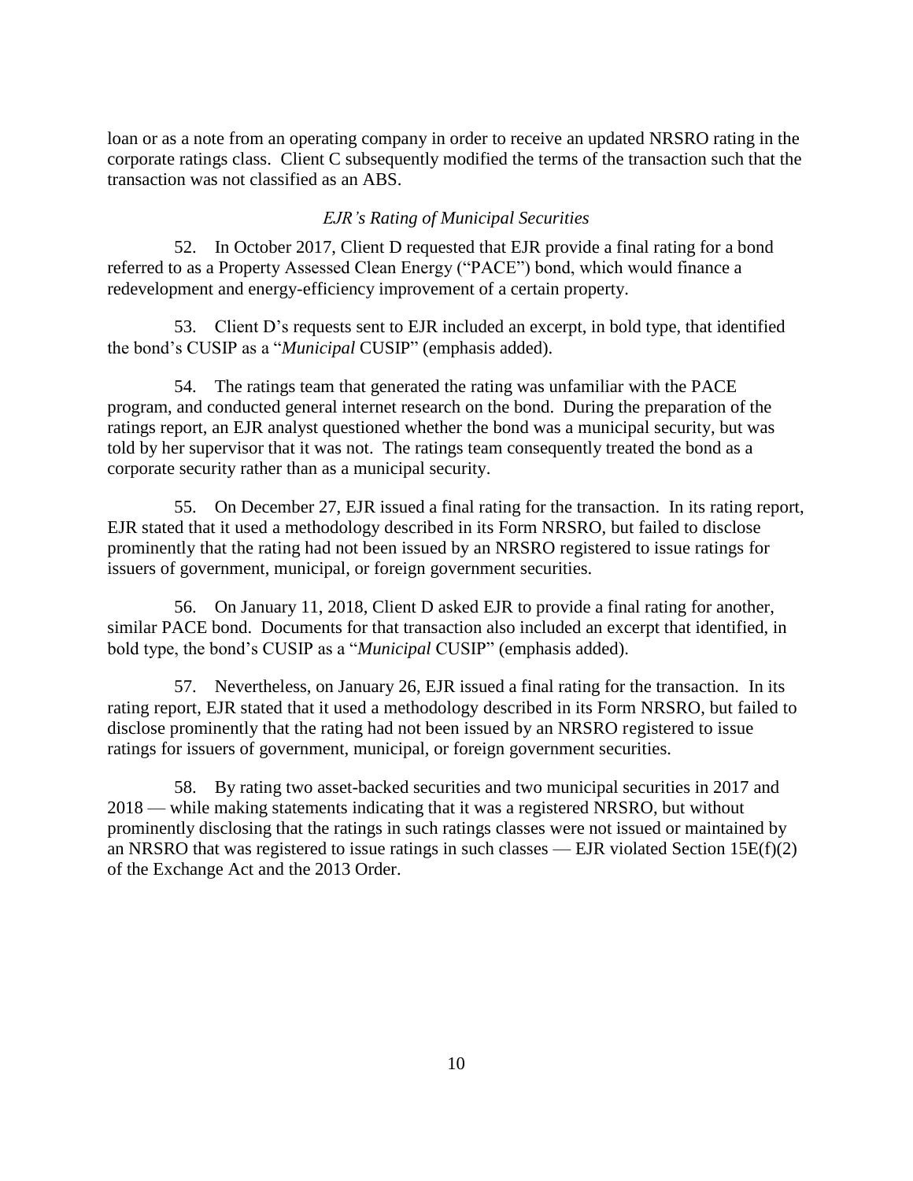loan or as a note from an operating company in order to receive an updated NRSRO rating in the corporate ratings class. Client C subsequently modified the terms of the transaction such that the transaction was not classified as an ABS.

*EJR's Rating of Municipal Securities*

52. In October 2017, Client D requested that EJR provide a final rating for a bond referred to as a Property Assessed Clean Energy ("PACE") bond, which would finance a redevelopment and energy-efficiency improvement of a certain property.

53. Client D's requests sent to EJR included an excerpt, in bold type, that identified the bond's CUSIP as a "*Municipal* CUSIP" (emphasis added).

54. The ratings team that generated the rating was unfamiliar with the PACE program, and conducted general internet research on the bond. During the preparation of the ratings report, an EJR analyst questioned whether the bond was a municipal security, but was told by her supervisor that it was not. The ratings team consequently treated the bond as a corporate security rather than as a municipal security.

55. On December 27, EJR issued a final rating for the transaction. In its rating report, EJR stated that it used a methodology described in its Form NRSRO, but failed to disclose prominently that the rating had not been issued by an NRSRO registered to issue ratings for issuers of government, municipal, or foreign government securities.

56. On January 11, 2018, Client D asked EJR to provide a final rating for another, similar PACE bond. Documents for that transaction also included an excerpt that identified, in bold type, the bond's CUSIP as a "*Municipal* CUSIP" (emphasis added).

57. Nevertheless, on January 26, EJR issued a final rating for the transaction. In its rating report, EJR stated that it used a methodology described in its Form NRSRO, but failed to disclose prominently that the rating had not been issued by an NRSRO registered to issue ratings for issuers of government, municipal, or foreign government securities.

58. By rating two asset-backed securities and two municipal securities in 2017 and 2018 — while making statements indicating that it was a registered NRSRO, but without prominently disclosing that the ratings in such ratings classes were not issued or maintained by an NRSRO that was registered to issue ratings in such classes — EJR violated Section 15E(f)(2) of the Exchange Act and the 2013 Order.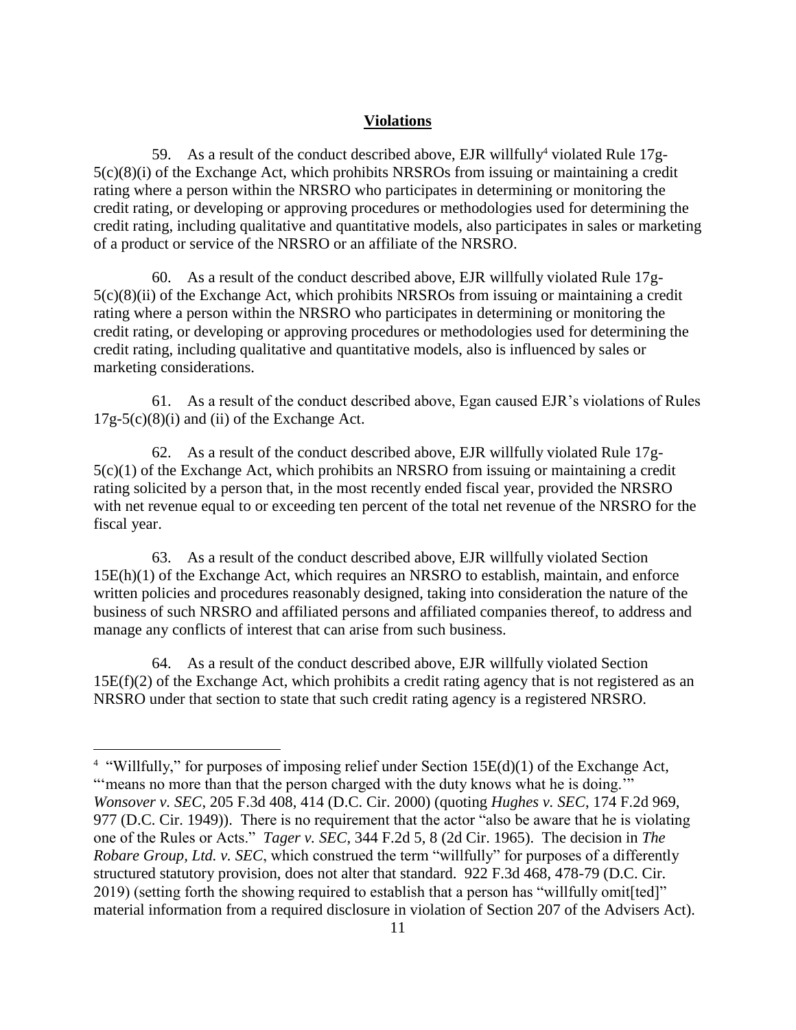## Violations

59. As a result of the conduct described above, EJR willfully[4] violated Rule 17g-5(c)(8)(i) of the Exchange Act, which prohibits NRSROs from issuing or maintaining a credit rating where a person within the NRSRO who participates in determining or monitoring the credit rating, or developing or approving procedures or methodologies used for determining the credit rating, including qualitative and quantitative models, also participates in sales or marketing of a product or service of the NRSRO or an affiliate of the NRSRO.

60. As a result of the conduct described above, EJR willfully violated Rule 17g-5(c)(8)(ii) of the Exchange Act, which prohibits NRSROs from issuing or maintaining a credit rating where a person within the NRSRO who participates in determining or monitoring the credit rating, or developing or approving procedures or methodologies used for determining the credit rating, including qualitative and quantitative models, also is influenced by sales or marketing considerations.

61. As a result of the conduct described above, Egan caused EJR's violations of Rules 17g-5(c)(8)(i) and (ii) of the Exchange Act.

62. As a result of the conduct described above, EJR willfully violated Rule 17g-5(c)(1) of the Exchange Act, which prohibits an NRSRO from issuing or maintaining a credit rating solicited by a person that, in the most recently ended fiscal year, provided the NRSRO with net revenue equal to or exceeding ten percent of the total net revenue of the NRSRO for the fiscal year.

63. As a result of the conduct described above, EJR willfully violated Section 15E(h)(1) of the Exchange Act, which requires an NRSRO to establish, maintain, and enforce written policies and procedures reasonably designed, taking into consideration the nature of the business of such NRSRO and affiliated persons and affiliated companies thereof, to address and manage any conflicts of interest that can arise from such business.

64. As a result of the conduct described above, EJR willfully violated Section 15E(f)(2) of the Exchange Act, which prohibits a credit rating agency that is not registered as an NRSRO under that section to state that such credit rating agency is a registered NRSRO.

---

[4] "Willfully," for purposes of imposing relief under Section 15E(d)(1) of the Exchange Act, "'means no more than that the person charged with the duty knows what he is doing.'" *Wonsover v. SEC*, 205 F.3d 408, 414 (D.C. Cir. 2000) (quoting *Hughes v. SEC*, 174 F.2d 969, 977 (D.C. Cir. 1949)). There is no requirement that the actor "also be aware that he is violating one of the Rules or Acts." *Tager v. SEC*, 344 F.2d 5, 8 (2d Cir. 1965). The decision in *The Robare Group, Ltd. v. SEC*, which construed the term "willfully" for purposes of a differently structured statutory provision, does not alter that standard. 922 F.3d 468, 478-79 (D.C. Cir. 2019) (setting forth the showing required to establish that a person has "willfully omit[ted]" material information from a required disclosure in violation of Section 207 of the Advisers Act).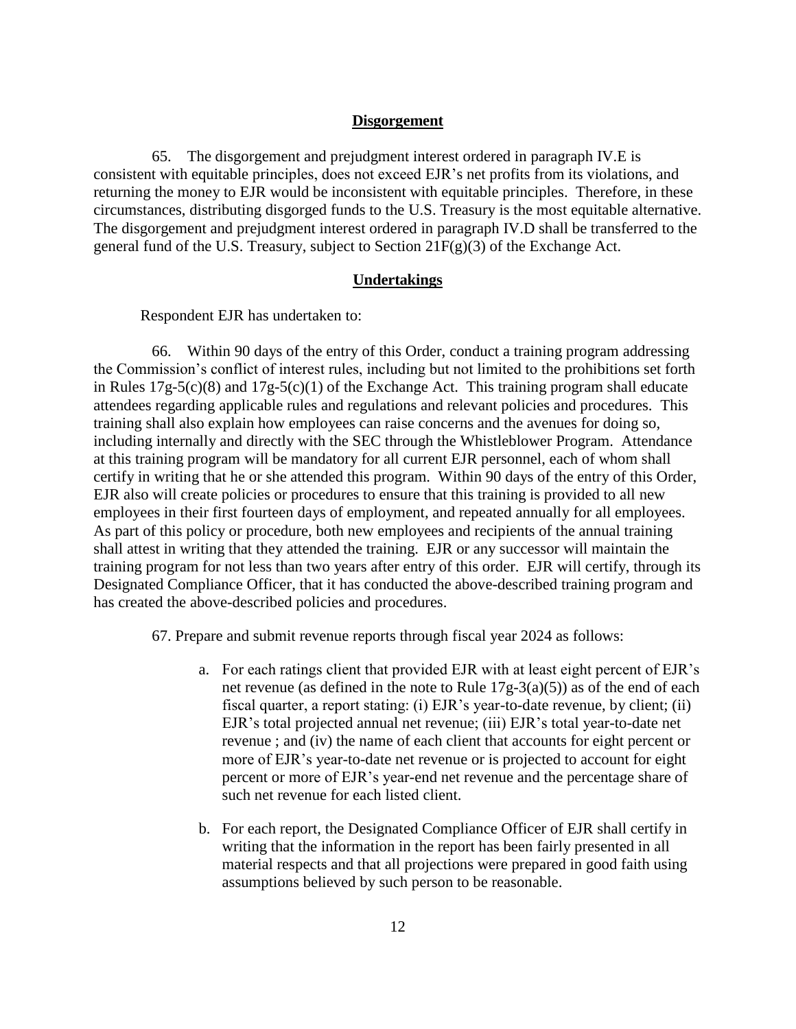**Disgorgement**

65. The disgorgement and prejudgment interest ordered in paragraph IV.E is consistent with equitable principles, does not exceed EJR's net profits from its violations, and returning the money to EJR would be inconsistent with equitable principles. Therefore, in these circumstances, distributing disgorged funds to the U.S. Treasury is the most equitable alternative. The disgorgement and prejudgment interest ordered in paragraph IV.D shall be transferred to the general fund of the U.S. Treasury, subject to Section 21F(g)(3) of the Exchange Act.

**Undertakings**

Respondent EJR has undertaken to:

66. Within 90 days of the entry of this Order, conduct a training program addressing the Commission's conflict of interest rules, including but not limited to the prohibitions set forth in Rules 17g-5(c)(8) and 17g-5(c)(1) of the Exchange Act. This training program shall educate attendees regarding applicable rules and regulations and relevant policies and procedures. This training shall also explain how employees can raise concerns and the avenues for doing so, including internally and directly with the SEC through the Whistleblower Program. Attendance at this training program will be mandatory for all current EJR personnel, each of whom shall certify in writing that he or she attended this program. Within 90 days of the entry of this Order, EJR also will create policies or procedures to ensure that this training is provided to all new employees in their first fourteen days of employment, and repeated annually for all employees. As part of this policy or procedure, both new employees and recipients of the annual training shall attest in writing that they attended the training. EJR or any successor will maintain the training program for not less than two years after entry of this order. EJR will certify, through its Designated Compliance Officer, that it has conducted the above-described training program and has created the above-described policies and procedures.

67. Prepare and submit revenue reports through fiscal year 2024 as follows:

a. For each ratings client that provided EJR with at least eight percent of EJR's net revenue (as defined in the note to Rule 17g-3(a)(5)) as of the end of each fiscal quarter, a report stating: (i) EJR's year-to-date revenue, by client; (ii) EJR's total projected annual net revenue; (iii) EJR's total year-to-date net revenue ; and (iv) the name of each client that accounts for eight percent or more of EJR's year-to-date net revenue or is projected to account for eight percent or more of EJR's year-end net revenue and the percentage share of such net revenue for each listed client.

b. For each report, the Designated Compliance Officer of EJR shall certify in writing that the information in the report has been fairly presented in all material respects and that all projections were prepared in good faith using assumptions believed by such person to be reasonable.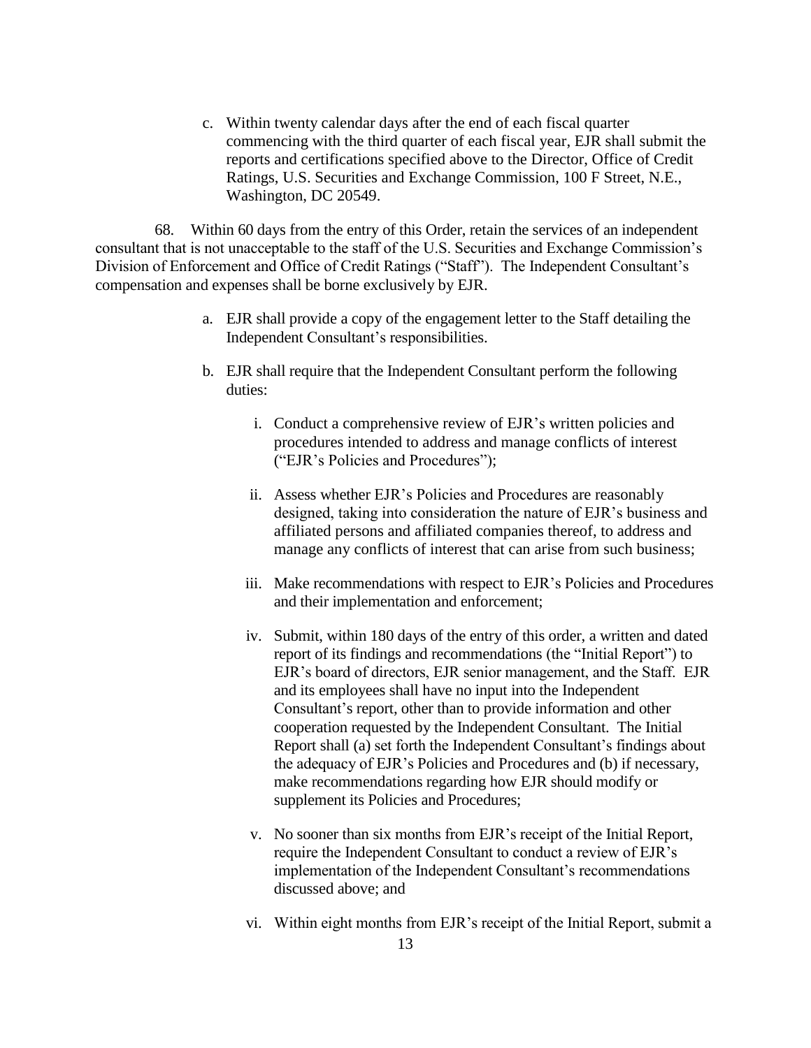c. Within twenty calendar days after the end of each fiscal quarter commencing with the third quarter of each fiscal year, EJR shall submit the reports and certifications specified above to the Director, Office of Credit Ratings, U.S. Securities and Exchange Commission, 100 F Street, N.E., Washington, DC 20549.

68. Within 60 days from the entry of this Order, retain the services of an independent consultant that is not unacceptable to the staff of the U.S. Securities and Exchange Commission's Division of Enforcement and Office of Credit Ratings ("Staff"). The Independent Consultant's compensation and expenses shall be borne exclusively by EJR.

a. EJR shall provide a copy of the engagement letter to the Staff detailing the Independent Consultant's responsibilities.

b. EJR shall require that the Independent Consultant perform the following duties:

i. Conduct a comprehensive review of EJR's written policies and procedures intended to address and manage conflicts of interest ("EJR's Policies and Procedures");

ii. Assess whether EJR's Policies and Procedures are reasonably designed, taking into consideration the nature of EJR's business and affiliated persons and affiliated companies thereof, to address and manage any conflicts of interest that can arise from such business;

iii. Make recommendations with respect to EJR's Policies and Procedures and their implementation and enforcement;

iv. Submit, within 180 days of the entry of this order, a written and dated report of its findings and recommendations (the "Initial Report") to EJR's board of directors, EJR senior management, and the Staff. EJR and its employees shall have no input into the Independent Consultant's report, other than to provide information and other cooperation requested by the Independent Consultant. The Initial Report shall (a) set forth the Independent Consultant's findings about the adequacy of EJR's Policies and Procedures and (b) if necessary, make recommendations regarding how EJR should modify or supplement its Policies and Procedures;

v. No sooner than six months from EJR's receipt of the Initial Report, require the Independent Consultant to conduct a review of EJR's implementation of the Independent Consultant's recommendations discussed above; and

vi. Within eight months from EJR's receipt of the Initial Report, submit a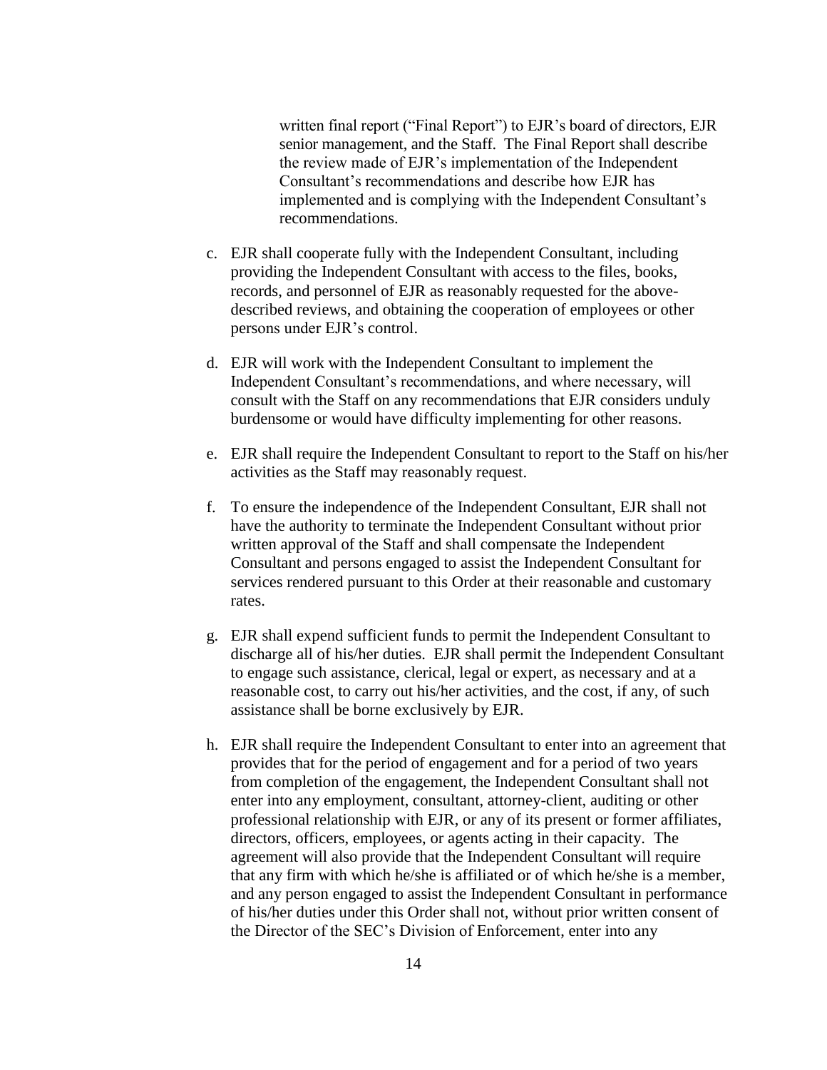written final report ("Final Report") to EJR's board of directors, EJR senior management, and the Staff. The Final Report shall describe the review made of EJR's implementation of the Independent Consultant's recommendations and describe how EJR has implemented and is complying with the Independent Consultant's recommendations.

c. EJR shall cooperate fully with the Independent Consultant, including providing the Independent Consultant with access to the files, books, records, and personnel of EJR as reasonably requested for the above-described reviews, and obtaining the cooperation of employees or other persons under EJR's control.

d. EJR will work with the Independent Consultant to implement the Independent Consultant's recommendations, and where necessary, will consult with the Staff on any recommendations that EJR considers unduly burdensome or would have difficulty implementing for other reasons.

e. EJR shall require the Independent Consultant to report to the Staff on his/her activities as the Staff may reasonably request.

f. To ensure the independence of the Independent Consultant, EJR shall not have the authority to terminate the Independent Consultant without prior written approval of the Staff and shall compensate the Independent Consultant and persons engaged to assist the Independent Consultant for services rendered pursuant to this Order at their reasonable and customary rates.

g. EJR shall expend sufficient funds to permit the Independent Consultant to discharge all of his/her duties. EJR shall permit the Independent Consultant to engage such assistance, clerical, legal or expert, as necessary and at a reasonable cost, to carry out his/her activities, and the cost, if any, of such assistance shall be borne exclusively by EJR.

h. EJR shall require the Independent Consultant to enter into an agreement that provides that for the period of engagement and for a period of two years from completion of the engagement, the Independent Consultant shall not enter into any employment, consultant, attorney-client, auditing or other professional relationship with EJR, or any of its present or former affiliates, directors, officers, employees, or agents acting in their capacity. The agreement will also provide that the Independent Consultant will require that any firm with which he/she is affiliated or of which he/she is a member, and any person engaged to assist the Independent Consultant in performance of his/her duties under this Order shall not, without prior written consent of the Director of the SEC's Division of Enforcement, enter into any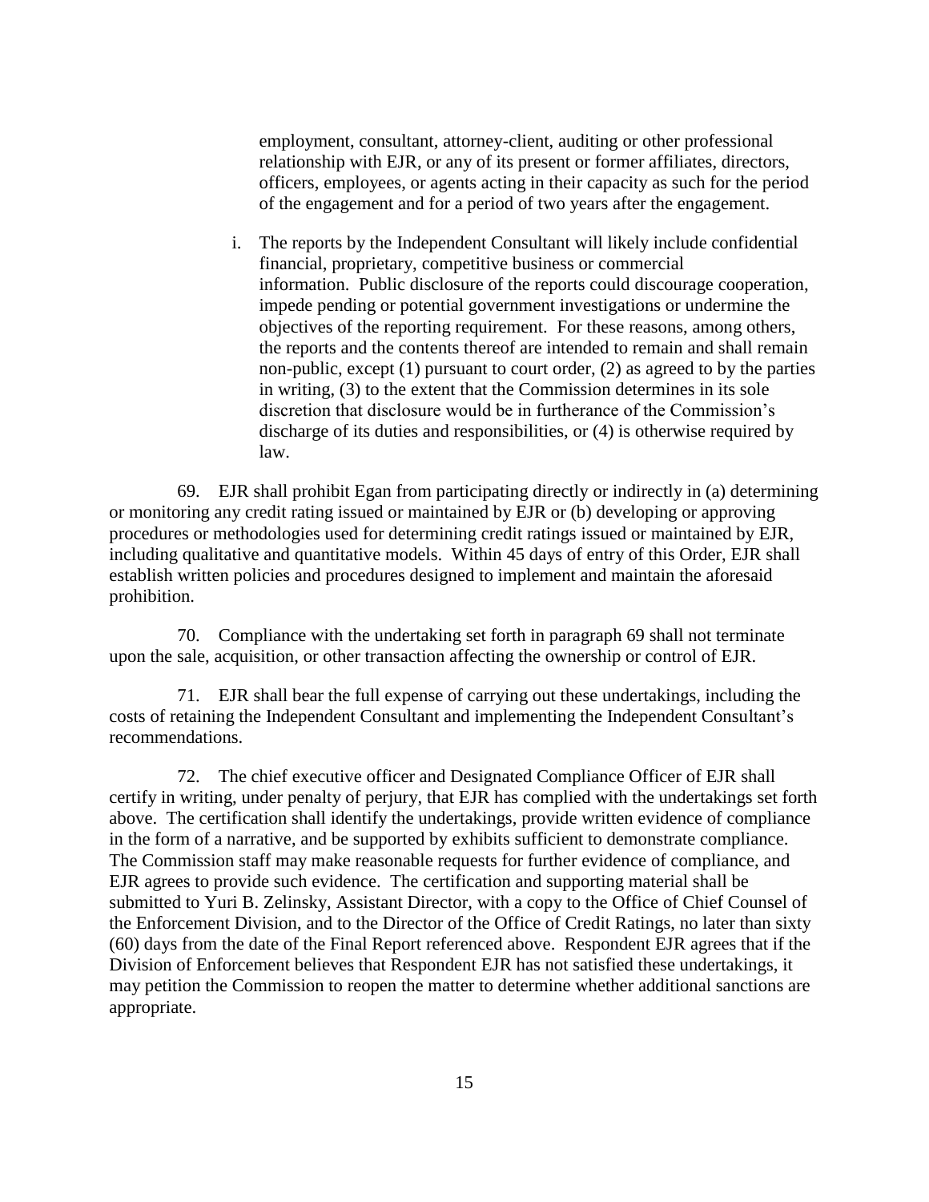employment, consultant, attorney-client, auditing or other professional relationship with EJR, or any of its present or former affiliates, directors, officers, employees, or agents acting in their capacity as such for the period of the engagement and for a period of two years after the engagement.

i. The reports by the Independent Consultant will likely include confidential financial, proprietary, competitive business or commercial information. Public disclosure of the reports could discourage cooperation, impede pending or potential government investigations or undermine the objectives of the reporting requirement. For these reasons, among others, the reports and the contents thereof are intended to remain and shall remain non-public, except (1) pursuant to court order, (2) as agreed to by the parties in writing, (3) to the extent that the Commission determines in its sole discretion that disclosure would be in furtherance of the Commission's discharge of its duties and responsibilities, or (4) is otherwise required by law.

69. EJR shall prohibit Egan from participating directly or indirectly in (a) determining or monitoring any credit rating issued or maintained by EJR or (b) developing or approving procedures or methodologies used for determining credit ratings issued or maintained by EJR, including qualitative and quantitative models. Within 45 days of entry of this Order, EJR shall establish written policies and procedures designed to implement and maintain the aforesaid prohibition.

70. Compliance with the undertaking set forth in paragraph 69 shall not terminate upon the sale, acquisition, or other transaction affecting the ownership or control of EJR.

71. EJR shall bear the full expense of carrying out these undertakings, including the costs of retaining the Independent Consultant and implementing the Independent Consultant's recommendations.

72. The chief executive officer and Designated Compliance Officer of EJR shall certify in writing, under penalty of perjury, that EJR has complied with the undertakings set forth above. The certification shall identify the undertakings, provide written evidence of compliance in the form of a narrative, and be supported by exhibits sufficient to demonstrate compliance. The Commission staff may make reasonable requests for further evidence of compliance, and EJR agrees to provide such evidence. The certification and supporting material shall be submitted to Yuri B. Zelinsky, Assistant Director, with a copy to the Office of Chief Counsel of the Enforcement Division, and to the Director of the Office of Credit Ratings, no later than sixty (60) days from the date of the Final Report referenced above. Respondent EJR agrees that if the Division of Enforcement believes that Respondent EJR has not satisfied these undertakings, it may petition the Commission to reopen the matter to determine whether additional sanctions are appropriate.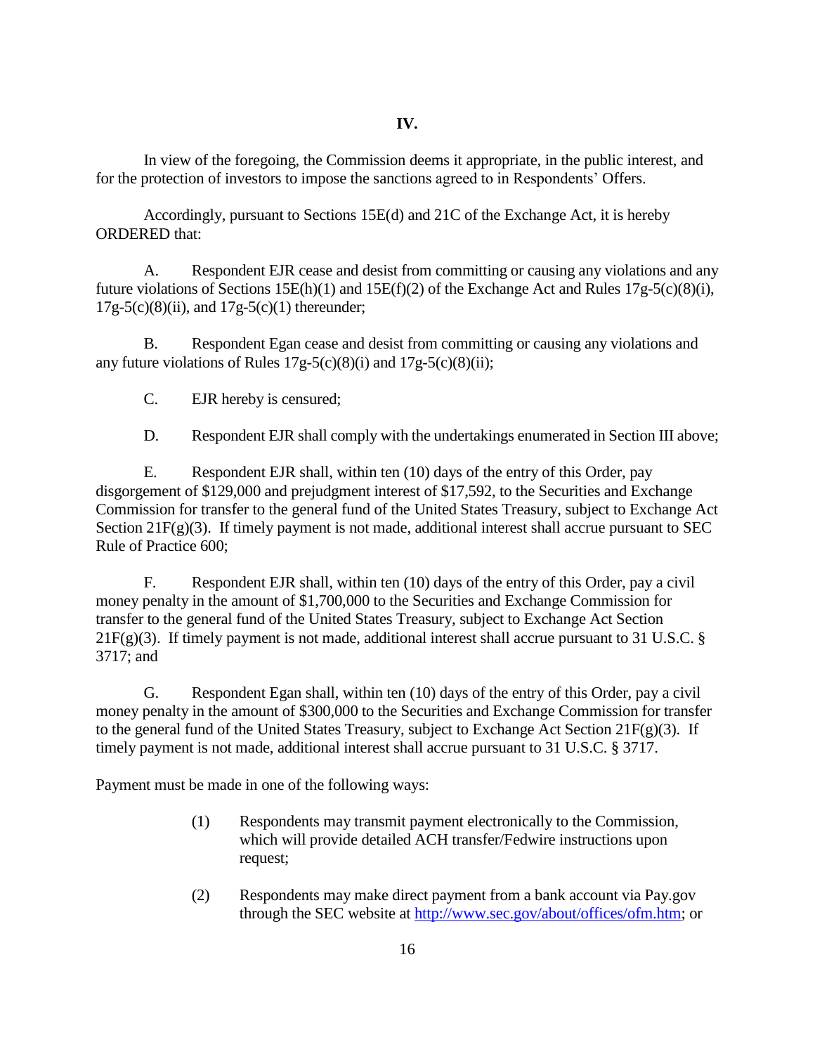## IV.

In view of the foregoing, the Commission deems it appropriate, in the public interest, and for the protection of investors to impose the sanctions agreed to in Respondents' Offers.

Accordingly, pursuant to Sections 15E(d) and 21C of the Exchange Act, it is hereby ORDERED that:

A. Respondent EJR cease and desist from committing or causing any violations and any future violations of Sections 15E(h)(1) and 15E(f)(2) of the Exchange Act and Rules 17g-5(c)(8)(i), 17g-5(c)(8)(ii), and 17g-5(c)(1) thereunder;

B. Respondent Egan cease and desist from committing or causing any violations and any future violations of Rules 17g-5(c)(8)(i) and 17g-5(c)(8)(ii);

C. EJR hereby is censured;

D. Respondent EJR shall comply with the undertakings enumerated in Section III above;

E. Respondent EJR shall, within ten (10) days of the entry of this Order, pay disgorgement of $129,000 and prejudgment interest of $17,592, to the Securities and Exchange Commission for transfer to the general fund of the United States Treasury, subject to Exchange Act Section 21F(g)(3). If timely payment is not made, additional interest shall accrue pursuant to SEC Rule of Practice 600;

F. Respondent EJR shall, within ten (10) days of the entry of this Order, pay a civil money penalty in the amount of $1,700,000 to the Securities and Exchange Commission for transfer to the general fund of the United States Treasury, subject to Exchange Act Section 21F(g)(3). If timely payment is not made, additional interest shall accrue pursuant to 31 U.S.C. § 3717; and

G. Respondent Egan shall, within ten (10) days of the entry of this Order, pay a civil money penalty in the amount of $300,000 to the Securities and Exchange Commission for transfer to the general fund of the United States Treasury, subject to Exchange Act Section 21F(g)(3). If timely payment is not made, additional interest shall accrue pursuant to 31 U.S.C. § 3717.

Payment must be made in one of the following ways:

(1) Respondents may transmit payment electronically to the Commission, which will provide detailed ACH transfer/Fedwire instructions upon request;

(2) Respondents may make direct payment from a bank account via Pay.gov through the SEC website at [http://www.sec.gov/about/offices/ofm.htm](http://www.sec.gov/about/offices/ofm.htm); or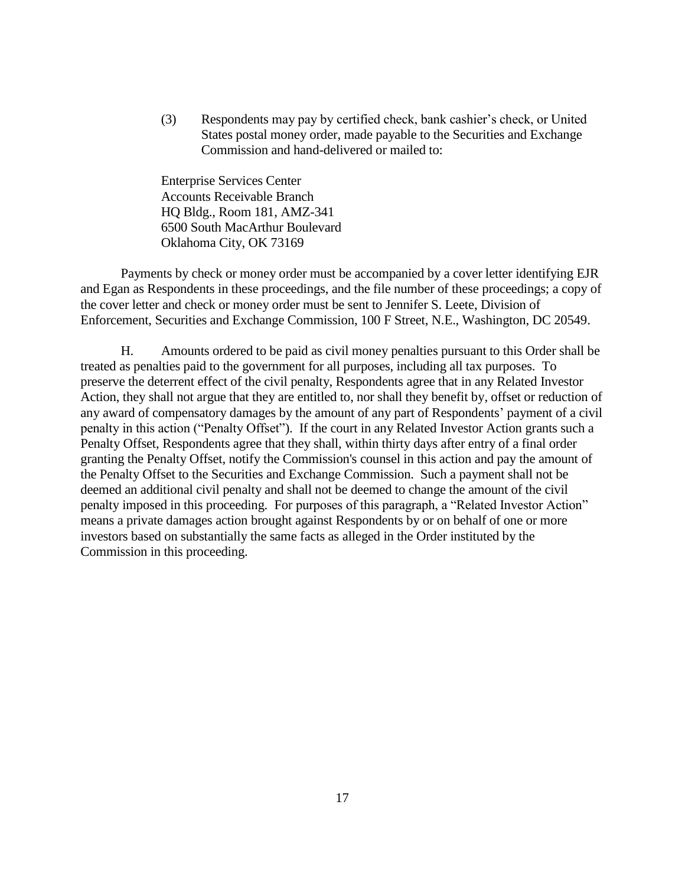(3) Respondents may pay by certified check, bank cashier's check, or United States postal money order, made payable to the Securities and Exchange Commission and hand-delivered or mailed to:

Enterprise Services Center
Accounts Receivable Branch
HQ Bldg., Room 181, AMZ-341
6500 South MacArthur Boulevard
Oklahoma City, OK 73169

Payments by check or money order must be accompanied by a cover letter identifying EJR and Egan as Respondents in these proceedings, and the file number of these proceedings; a copy of the cover letter and check or money order must be sent to Jennifer S. Leete, Division of Enforcement, Securities and Exchange Commission, 100 F Street, N.E., Washington, DC 20549.

H. Amounts ordered to be paid as civil money penalties pursuant to this Order shall be treated as penalties paid to the government for all purposes, including all tax purposes. To preserve the deterrent effect of the civil penalty, Respondents agree that in any Related Investor Action, they shall not argue that they are entitled to, nor shall they benefit by, offset or reduction of any award of compensatory damages by the amount of any part of Respondents' payment of a civil penalty in this action ("Penalty Offset"). If the court in any Related Investor Action grants such a Penalty Offset, Respondents agree that they shall, within thirty days after entry of a final order granting the Penalty Offset, notify the Commission's counsel in this action and pay the amount of the Penalty Offset to the Securities and Exchange Commission. Such a payment shall not be deemed an additional civil penalty and shall not be deemed to change the amount of the civil penalty imposed in this proceeding. For purposes of this paragraph, a "Related Investor Action" means a private damages action brought against Respondents by or on behalf of one or more investors based on substantially the same facts as alleged in the Order instituted by the Commission in this proceeding.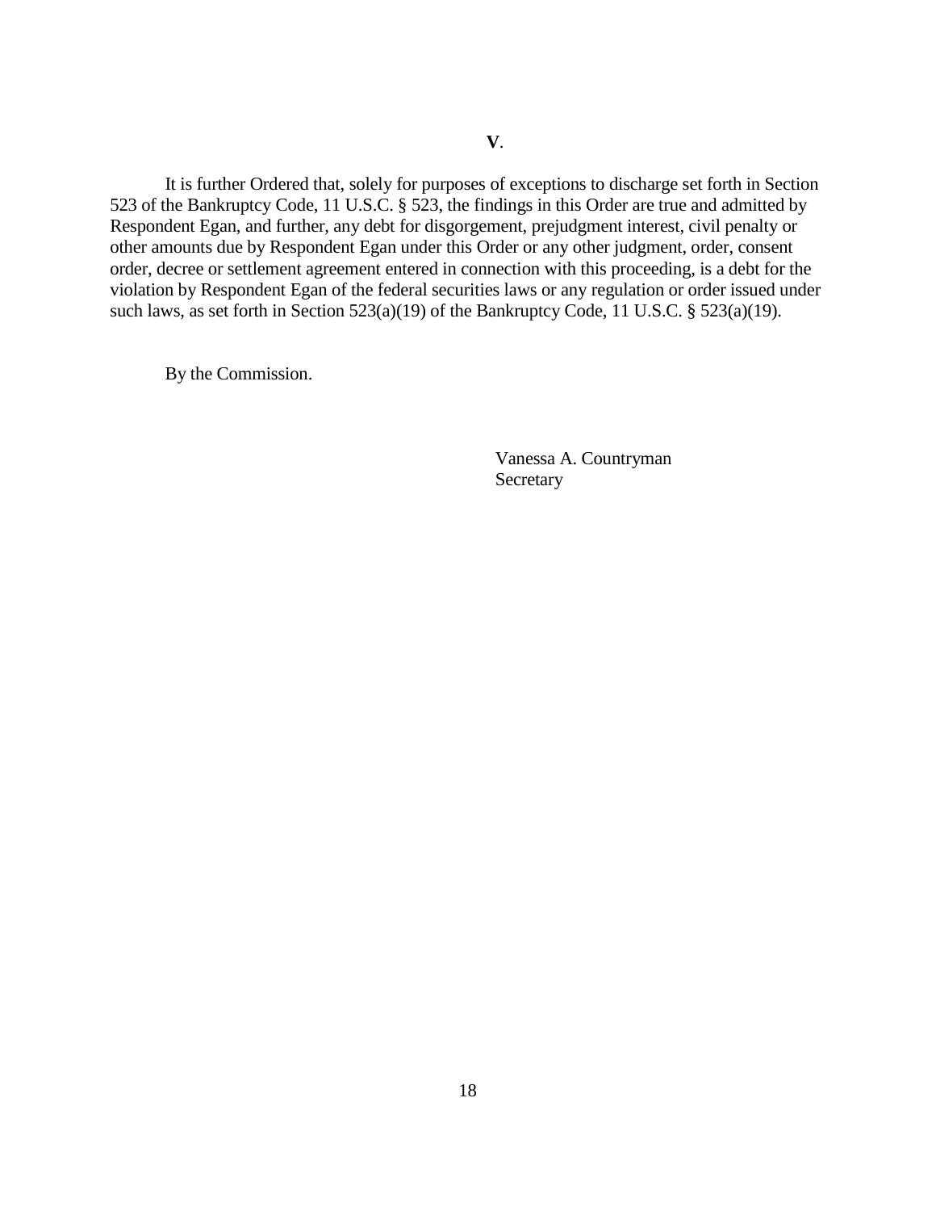**V**.

It is further Ordered that, solely for purposes of exceptions to discharge set forth in Section 523 of the Bankruptcy Code, 11 U.S.C. § 523, the findings in this Order are true and admitted by Respondent Egan, and further, any debt for disgorgement, prejudgment interest, civil penalty or other amounts due by Respondent Egan under this Order or any other judgment, order, consent order, decree or settlement agreement entered in connection with this proceeding, is a debt for the violation by Respondent Egan of the federal securities laws or any regulation or order issued under such laws, as set forth in Section 523(a)(19) of the Bankruptcy Code, 11 U.S.C. § 523(a)(19).

By the Commission.

Vanessa A. Countryman
Secretary